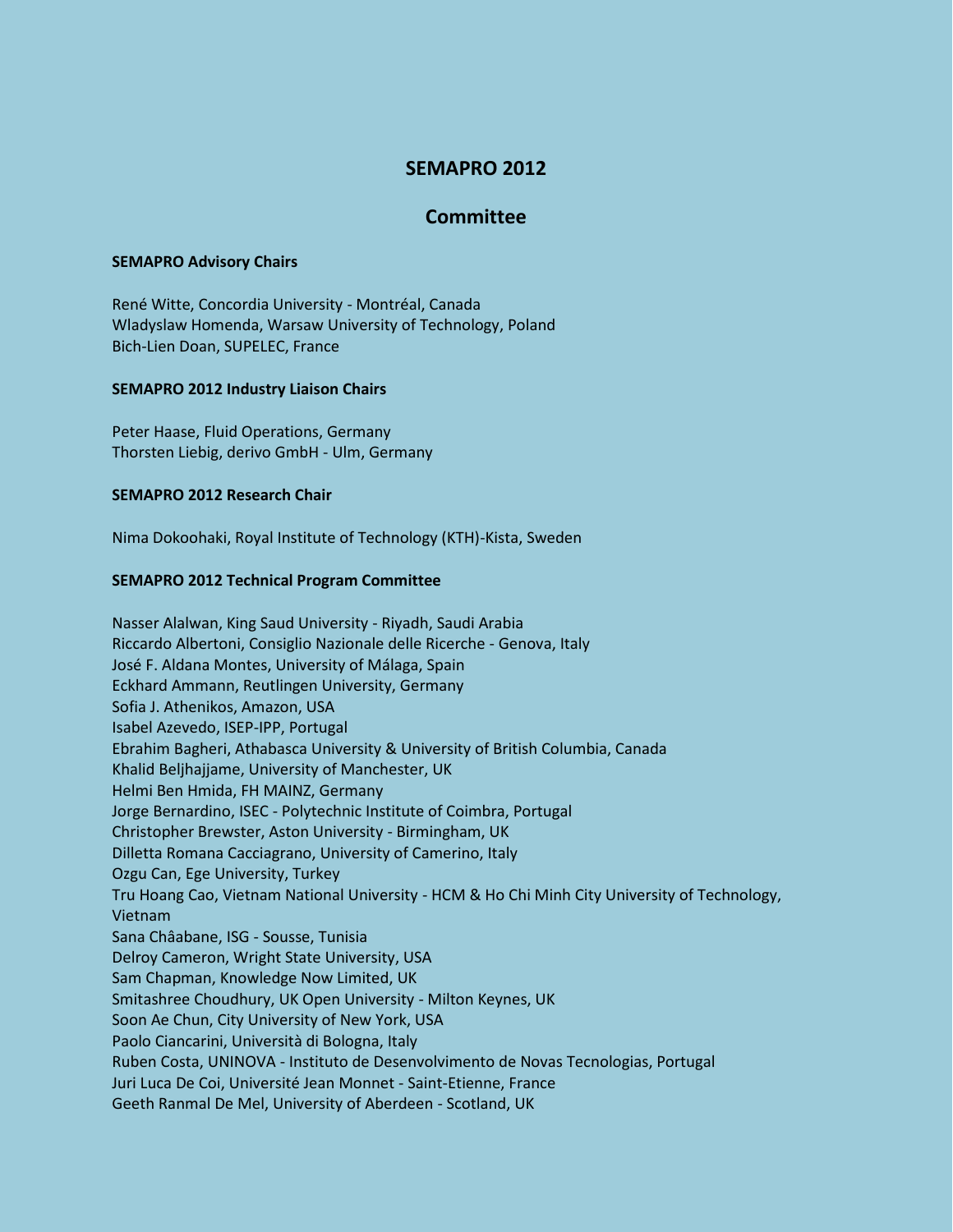# SEMAPRO 2012

## Committee

### SEMAPRO Advisory Chairs

René Witte, Concordia University - Montréal, Canada
Wladyslaw Homenda, Warsaw University of Technology, Poland
Bich-Lien Doan, SUPELEC, France

### SEMAPRO 2012 Industry Liaison Chairs

Peter Haase, Fluid Operations, Germany
Thorsten Liebig, derivo GmbH - Ulm, Germany

### SEMAPRO 2012 Research Chair

Nima Dokoohaki, Royal Institute of Technology (KTH)-Kista, Sweden

### SEMAPRO 2012 Technical Program Committee

Nasser Alalwan, King Saud University - Riyadh, Saudi Arabia
Riccardo Albertoni, Consiglio Nazionale delle Ricerche - Genova, Italy
José F. Aldana Montes, University of Málaga, Spain
Eckhard Ammann, Reutlingen University, Germany
Sofia J. Athenikos, Amazon, USA
Isabel Azevedo, ISEP-IPP, Portugal
Ebrahim Bagheri, Athabasca University & University of British Columbia, Canada
Khalid Beljhajjame, University of Manchester, UK
Helmi Ben Hmida, FH MAINZ, Germany
Jorge Bernardino, ISEC - Polytechnic Institute of Coimbra, Portugal
Christopher Brewster, Aston University - Birmingham, UK
Dilletta Romana Cacciagrano, University of Camerino, Italy
Ozgu Can, Ege University, Turkey
Tru Hoang Cao, Vietnam National University - HCM & Ho Chi Minh City University of Technology, Vietnam
Sana Châabane, ISG - Sousse, Tunisia
Delroy Cameron, Wright State University, USA
Sam Chapman, Knowledge Now Limited, UK
Smitashree Choudhury, UK Open University - Milton Keynes, UK
Soon Ae Chun, City University of New York, USA
Paolo Ciancarini, Università di Bologna, Italy
Ruben Costa, UNINOVA - Instituto de Desenvolvimento de Novas Tecnologias, Portugal
Juri Luca De Coi, Université Jean Monnet - Saint-Etienne, France
Geeth Ranmal De Mel, University of Aberdeen - Scotland, UK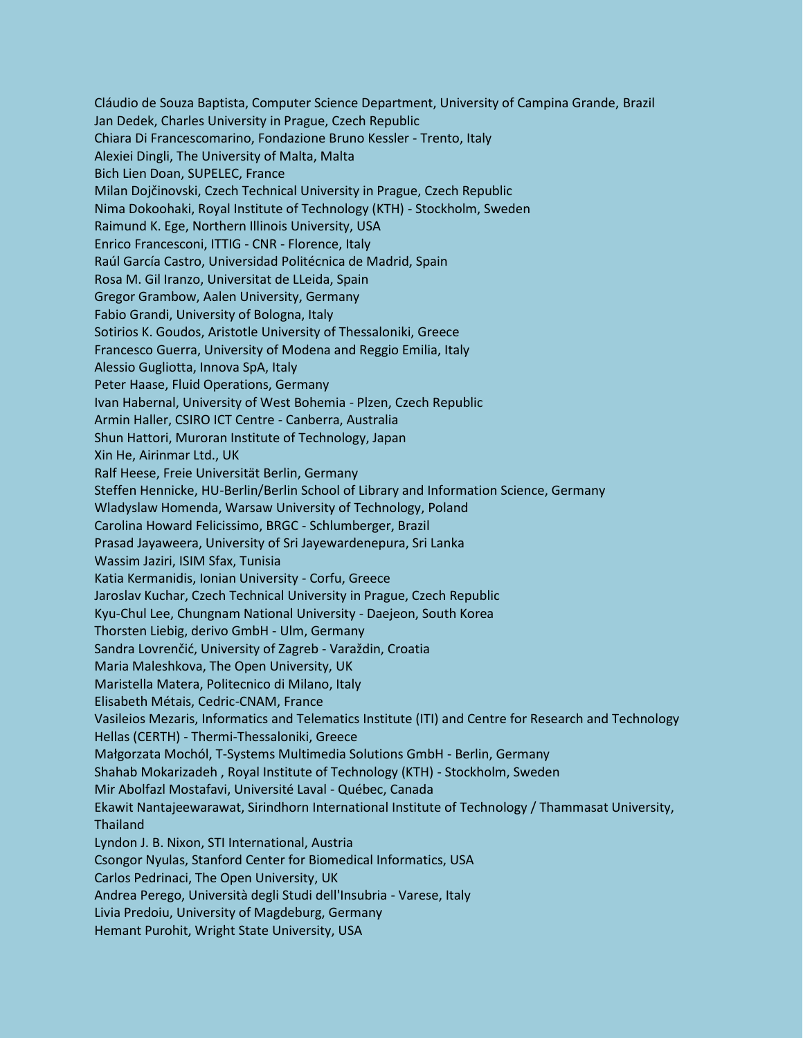Cláudio de Souza Baptista, Computer Science Department, University of Campina Grande, Brazil
Jan Dedek, Charles University in Prague, Czech Republic
Chiara Di Francescomarino, Fondazione Bruno Kessler - Trento, Italy
Alexiei Dingli, The University of Malta, Malta
Bich Lien Doan, SUPELEC, France
Milan Dojčinovski, Czech Technical University in Prague, Czech Republic
Nima Dokoohaki, Royal Institute of Technology (KTH) - Stockholm, Sweden
Raimund K. Ege, Northern Illinois University, USA
Enrico Francesconi, ITTIG - CNR - Florence, Italy
Raúl García Castro, Universidad Politécnica de Madrid, Spain
Rosa M. Gil Iranzo, Universitat de LLeida, Spain
Gregor Grambow, Aalen University, Germany
Fabio Grandi, University of Bologna, Italy
Sotirios K. Goudos, Aristotle University of Thessaloniki, Greece
Francesco Guerra, University of Modena and Reggio Emilia, Italy
Alessio Gugliotta, Innova SpA, Italy
Peter Haase, Fluid Operations, Germany
Ivan Habernal, University of West Bohemia - Plzen, Czech Republic
Armin Haller, CSIRO ICT Centre - Canberra, Australia
Shun Hattori, Muroran Institute of Technology, Japan
Xin He, Airinmar Ltd., UK
Ralf Heese, Freie Universität Berlin, Germany
Steffen Hennicke, HU-Berlin/Berlin School of Library and Information Science, Germany
Wladyslaw Homenda, Warsaw University of Technology, Poland
Carolina Howard Felicissimo, BRGC - Schlumberger, Brazil
Prasad Jayaweera, University of Sri Jayewardenepura, Sri Lanka
Wassim Jaziri, ISIM Sfax, Tunisia
Katia Kermanidis, Ionian University - Corfu, Greece
Jaroslav Kuchar, Czech Technical University in Prague, Czech Republic
Kyu-Chul Lee, Chungnam National University - Daejeon, South Korea
Thorsten Liebig, derivo GmbH - Ulm, Germany
Sandra Lovrenčić, University of Zagreb - Varaždin, Croatia
Maria Maleshkova, The Open University, UK
Maristella Matera, Politecnico di Milano, Italy
Elisabeth Métais, Cedric-CNAM, France
Vasileios Mezaris, Informatics and Telematics Institute (ITI) and Centre for Research and Technology Hellas (CERTH) - Thermi-Thessaloniki, Greece
Małgorzata Mochól, T-Systems Multimedia Solutions GmbH - Berlin, Germany
Shahab Mokarizadeh , Royal Institute of Technology (KTH) - Stockholm, Sweden
Mir Abolfazl Mostafavi, Université Laval - Québec, Canada
Ekawit Nantajeewarawat, Sirindhorn International Institute of Technology / Thammasat University, Thailand
Lyndon J. B. Nixon, STI International, Austria
Csongor Nyulas, Stanford Center for Biomedical Informatics, USA
Carlos Pedrinaci, The Open University, UK
Andrea Perego, Università degli Studi dell'Insubria - Varese, Italy
Livia Predoiu, University of Magdeburg, Germany
Hemant Purohit, Wright State University, USA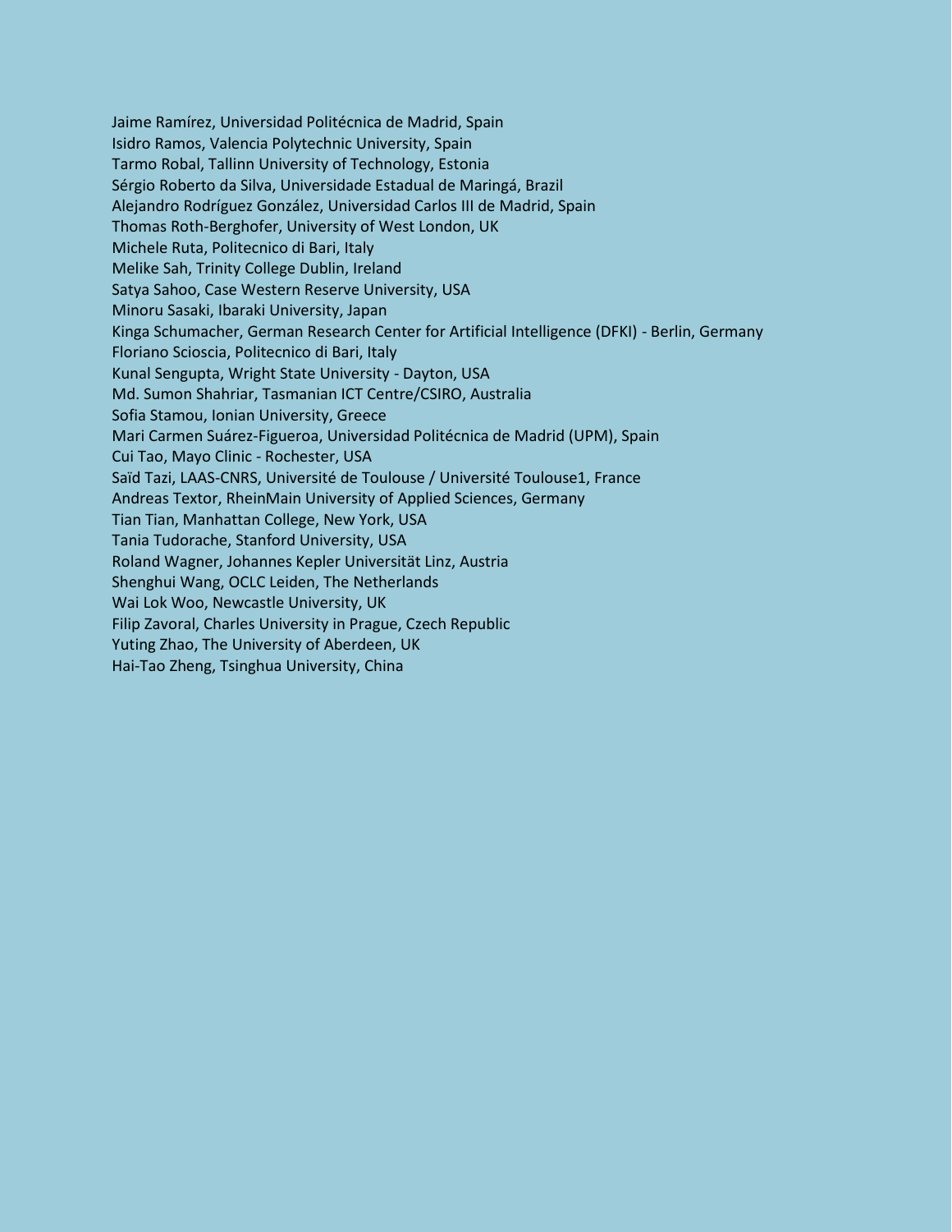Jaime Ramírez, Universidad Politécnica de Madrid, Spain
Isidro Ramos, Valencia Polytechnic University, Spain
Tarmo Robal, Tallinn University of Technology, Estonia
Sérgio Roberto da Silva, Universidade Estadual de Maringá, Brazil
Alejandro Rodríguez González, Universidad Carlos III de Madrid, Spain
Thomas Roth-Berghofer, University of West London, UK
Michele Ruta, Politecnico di Bari, Italy
Melike Sah, Trinity College Dublin, Ireland
Satya Sahoo, Case Western Reserve University, USA
Minoru Sasaki, Ibaraki University, Japan
Kinga Schumacher, German Research Center for Artificial Intelligence (DFKI) - Berlin, Germany
Floriano Scioscia, Politecnico di Bari, Italy
Kunal Sengupta, Wright State University - Dayton, USA
Md. Sumon Shahriar, Tasmanian ICT Centre/CSIRO, Australia
Sofia Stamou, Ionian University, Greece
Mari Carmen Suárez-Figueroa, Universidad Politécnica de Madrid (UPM), Spain
Cui Tao, Mayo Clinic - Rochester, USA
Saïd Tazi, LAAS-CNRS, Université de Toulouse / Université Toulouse1, France
Andreas Textor, RheinMain University of Applied Sciences, Germany
Tian Tian, Manhattan College, New York, USA
Tania Tudorache, Stanford University, USA
Roland Wagner, Johannes Kepler Universität Linz, Austria
Shenghui Wang, OCLC Leiden, The Netherlands
Wai Lok Woo, Newcastle University, UK
Filip Zavoral, Charles University in Prague, Czech Republic
Yuting Zhao, The University of Aberdeen, UK
Hai-Tao Zheng, Tsinghua University, China